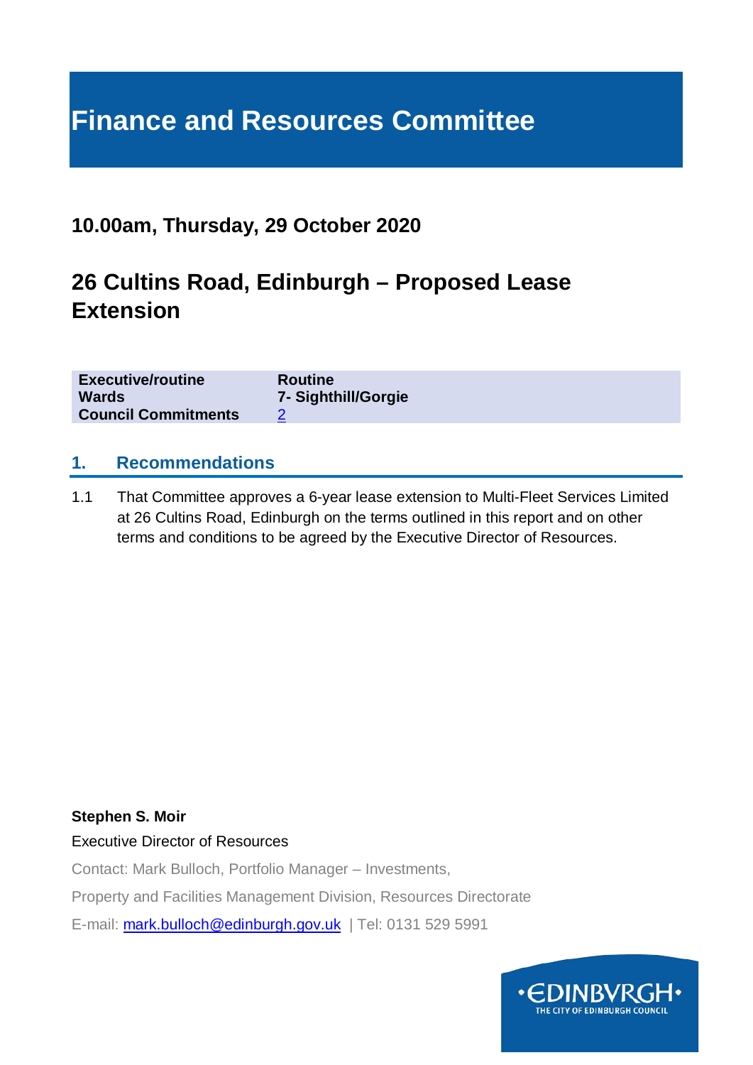# Finance and Resources Committee

## 10.00am, Thursday, 29 October 2020

# 26 Cultins Road, Edinburgh – Proposed Lease Extension

| | |
|---|---|
| **Executive/routine** | **Routine** |
| **Wards** | **7- Sighthill/Gorgie** |
| **Council Commitments** | 2 |

## 1. Recommendations

1.1 That Committee approves a 6-year lease extension to Multi-Fleet Services Limited at 26 Cultins Road, Edinburgh on the terms outlined in this report and on other terms and conditions to be agreed by the Executive Director of Resources.

**Stephen S. Moir**

Executive Director of Resources

Contact: Mark Bulloch, Portfolio Manager – Investments,

Property and Facilities Management Division, Resources Directorate

E-mail: mark.bulloch@edinburgh.gov.uk | Tel: 0131 529 5991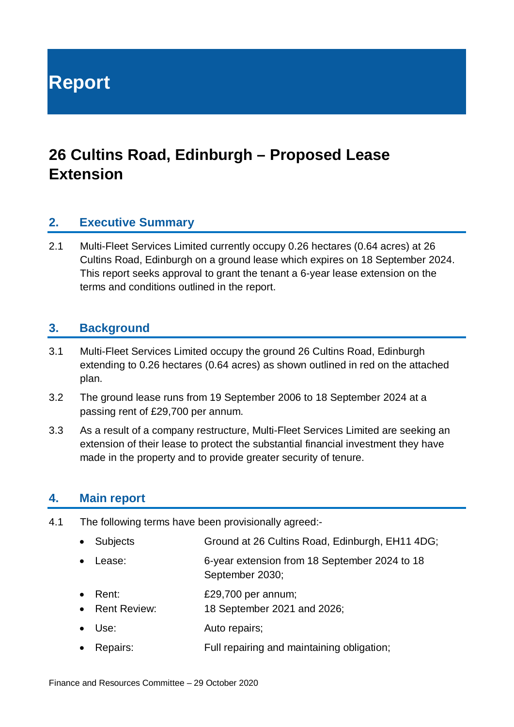# Report

## 26 Cultins Road, Edinburgh – Proposed Lease Extension

### 2. Executive Summary

2.1 Multi-Fleet Services Limited currently occupy 0.26 hectares (0.64 acres) at 26 Cultins Road, Edinburgh on a ground lease which expires on 18 September 2024. This report seeks approval to grant the tenant a 6-year lease extension on the terms and conditions outlined in the report.

### 3. Background

3.1 Multi-Fleet Services Limited occupy the ground 26 Cultins Road, Edinburgh extending to 0.26 hectares (0.64 acres) as shown outlined in red on the attached plan.

3.2 The ground lease runs from 19 September 2006 to 18 September 2024 at a passing rent of £29,700 per annum.

3.3 As a result of a company restructure, Multi-Fleet Services Limited are seeking an extension of their lease to protect the substantial financial investment they have made in the property and to provide greater security of tenure.

### 4. Main report

4.1 The following terms have been provisionally agreed:-

- Subjects: Ground at 26 Cultins Road, Edinburgh, EH11 4DG;
- Lease: 6-year extension from 18 September 2024 to 18 September 2030;
- Rent: £29,700 per annum;
- Rent Review: 18 September 2021 and 2026;
- Use: Auto repairs;
- Repairs: Full repairing and maintaining obligation;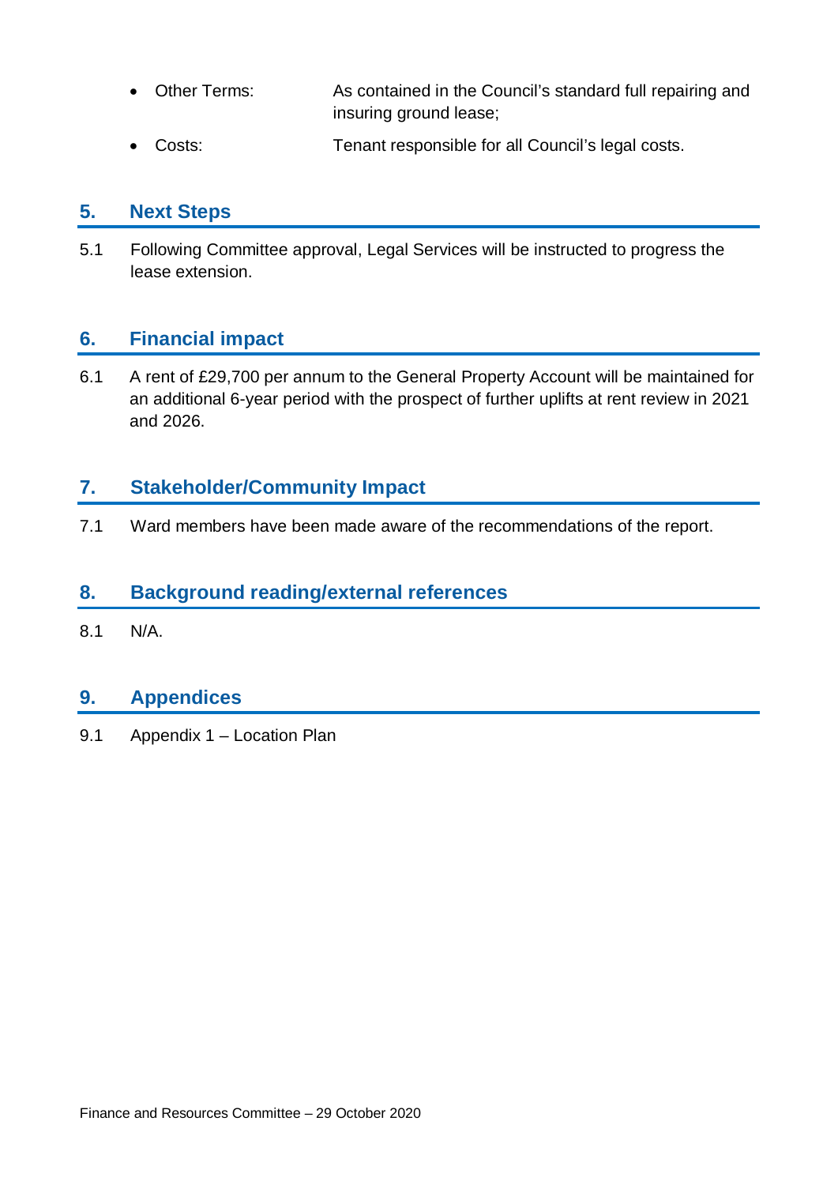- Other Terms: As contained in the Council's standard full repairing and insuring ground lease;
- Costs: Tenant responsible for all Council's legal costs.

## 5. Next Steps

5.1 Following Committee approval, Legal Services will be instructed to progress the lease extension.

## 6. Financial impact

6.1 A rent of £29,700 per annum to the General Property Account will be maintained for an additional 6-year period with the prospect of further uplifts at rent review in 2021 and 2026.

## 7. Stakeholder/Community Impact

7.1 Ward members have been made aware of the recommendations of the report.

## 8. Background reading/external references

8.1 N/A.

## 9. Appendices

9.1 Appendix 1 – Location Plan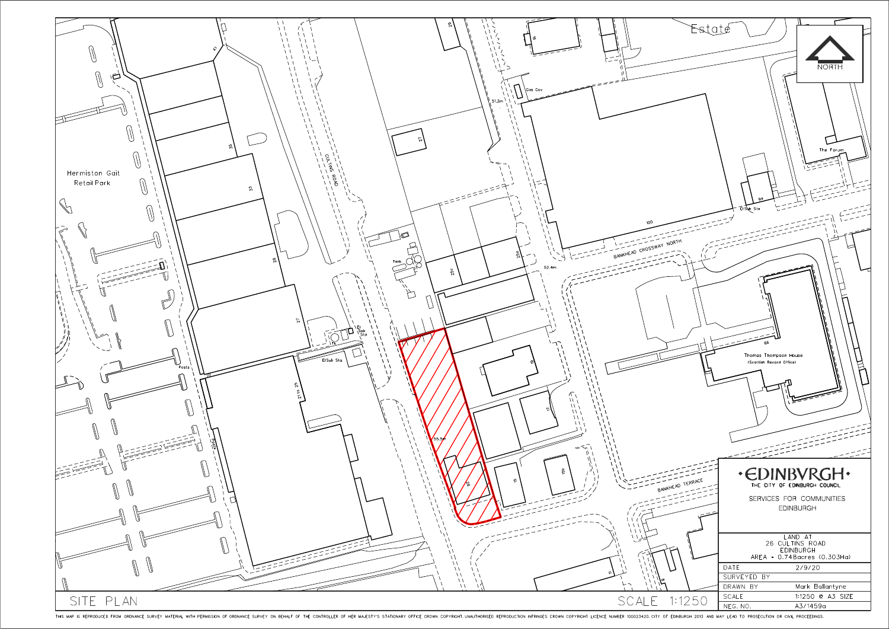SITE PLAN

SCALE 1:1250

NORTH

Hermiston Gait Retail Park

CULTINS ROAD

BANKHEAD CROSSWAY NORTH

BANKHEAD TERRACE

Estate

The Forum

Thomas Thompson House (Scottish Record Office)

**EDINBVRGH**
THE CITY OF EDINBURGH COUNCIL

SERVICES FOR COMMUNITIES
EDINBURGH

LAND AT
26 CULTINS ROAD
EDINBURGH
AREA - 0.748acres (0.303Ha)

| | |
|---|---|
| DATE | 2/9/20 |
| SURVEYED BY | |
| DRAWN BY | Mark Ballantyne |
| SCALE | 1:1250 @ A3 SIZE |
| NEG. NO. | A3/1459a |

THIS MAP IS REPRODUCED FROM ORDNANCE SURVEY MATERIAL WITH PERMISSION OF ORDNANCE SURVEY ON BEHALF OF THE CONTROLLER OF HER MAJESTY'S STATIONARY OFFICE CROWN COPYRIGHT. UNAUTHORISED REPRODUCTION INFRINGES CROWN COPYRIGHT LICENCE NUMBER 100023420. CITY OF EDINBURGH 2013 AND MAY LEAD TO PROSECUTION OR CIVIL PROCEEDINGS.